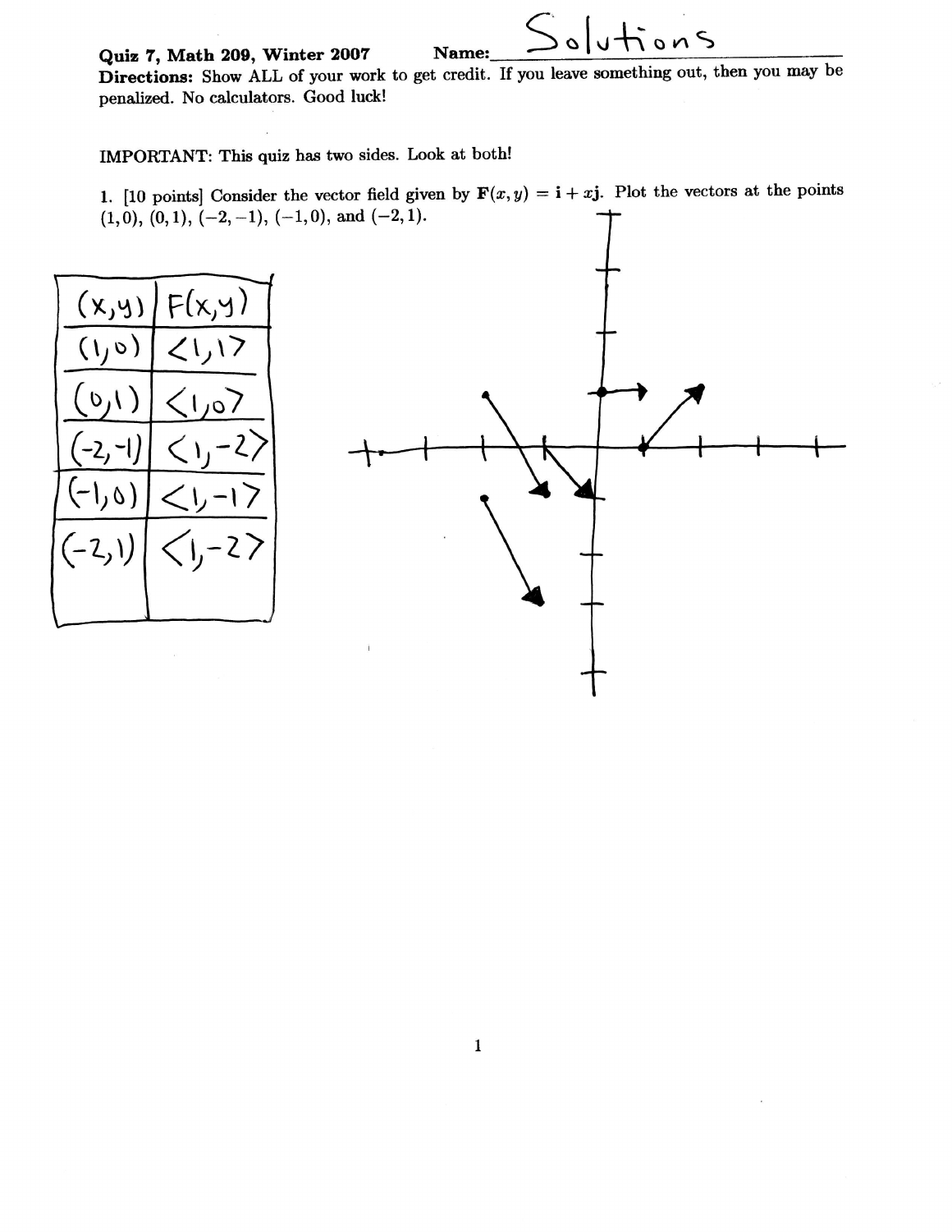**Quiz 7, Math 209, Winter 2007** **Name:** Solutions

**Directions:** Show ALL of your work to get credit. If you leave something out, then you may be penalized. No calculators. Good luck!

IMPORTANT: This quiz has two sides. Look at both!

1. [10 points] Consider the vector field given by $\mathbf{F}(x, y) = \mathbf{i} + x\mathbf{j}$. Plot the vectors at the points $(1, 0)$, $(0, 1)$, $(-2, -1)$, $(-1, 0)$, and $(-2, 1)$.

| $(x,y)$ | $F(x,y)$ |
| --- | --- |
| $(1,0)$ | $\langle 1,1 \rangle$ |
| $(0,1)$ | $\langle 1,0 \rangle$ |
| $(-2,-1)$ | $\langle 1,-2 \rangle$ |
| $(-1,0)$ | $\langle 1,-1 \rangle$ |
| $(-2,1)$ | $\langle 1,-2 \rangle$ |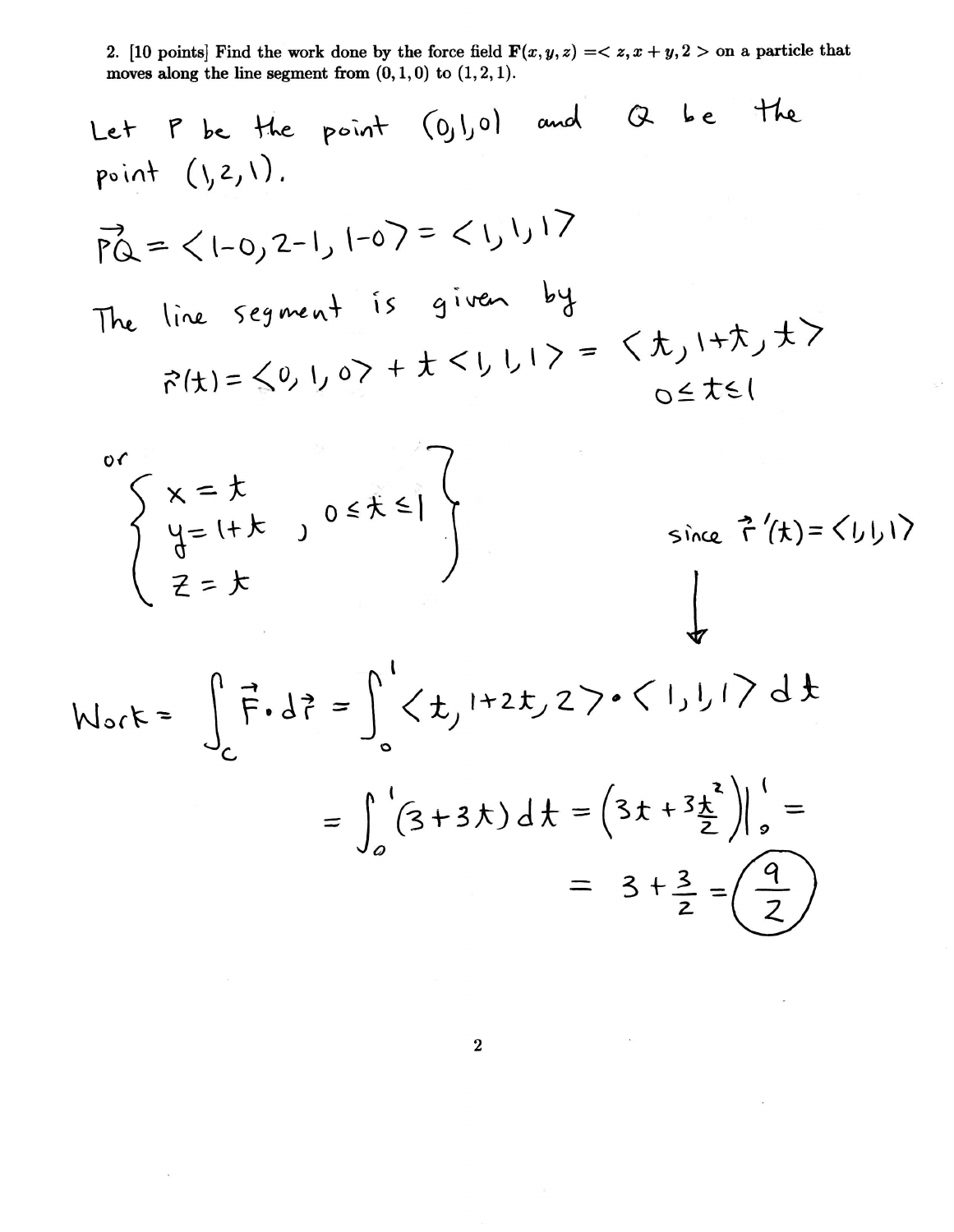2. [10 points] Find the work done by the force field $\mathbf{F}(x, y, z) = < z, x + y, 2 >$ on a particle that moves along the line segment from $(0, 1, 0)$ to $(1, 2, 1)$.

Let $P$ be the point $(0,1,0)$ and $Q$ be the point $(1,2,1)$.

$$\vec{PQ} = \langle 1-0, 2-1, 1-0 \rangle = \langle 1,1,1 \rangle$$

The line segment is given by

$$\vec{r}(t) = \langle 0,1,0 \rangle + t\langle 1,1,1 \rangle = \langle t, 1+t, t \rangle \quad 0 \le t \le 1$$

or

$$\left\{ \begin{cases} x = t \\ y = 1+t \\ z = t \end{cases}, \quad 0 \le t \le 1 \right\}$$

since $\vec{r}\,'(t) = \langle 1,1,1 \rangle$

$$\text{Work} = \int_C \vec{F} \cdot d\vec{r} = \int_0^1 \langle t, 1+2t, 2 \rangle \cdot \langle 1,1,1 \rangle \, dt$$

$$= \int_0^1 (3+3t)\,dt = \left(3t + \frac{3t^2}{2}\right)\Big|_0^1 =$$

$$= 3 + \frac{3}{2} = \frac{9}{2}$$